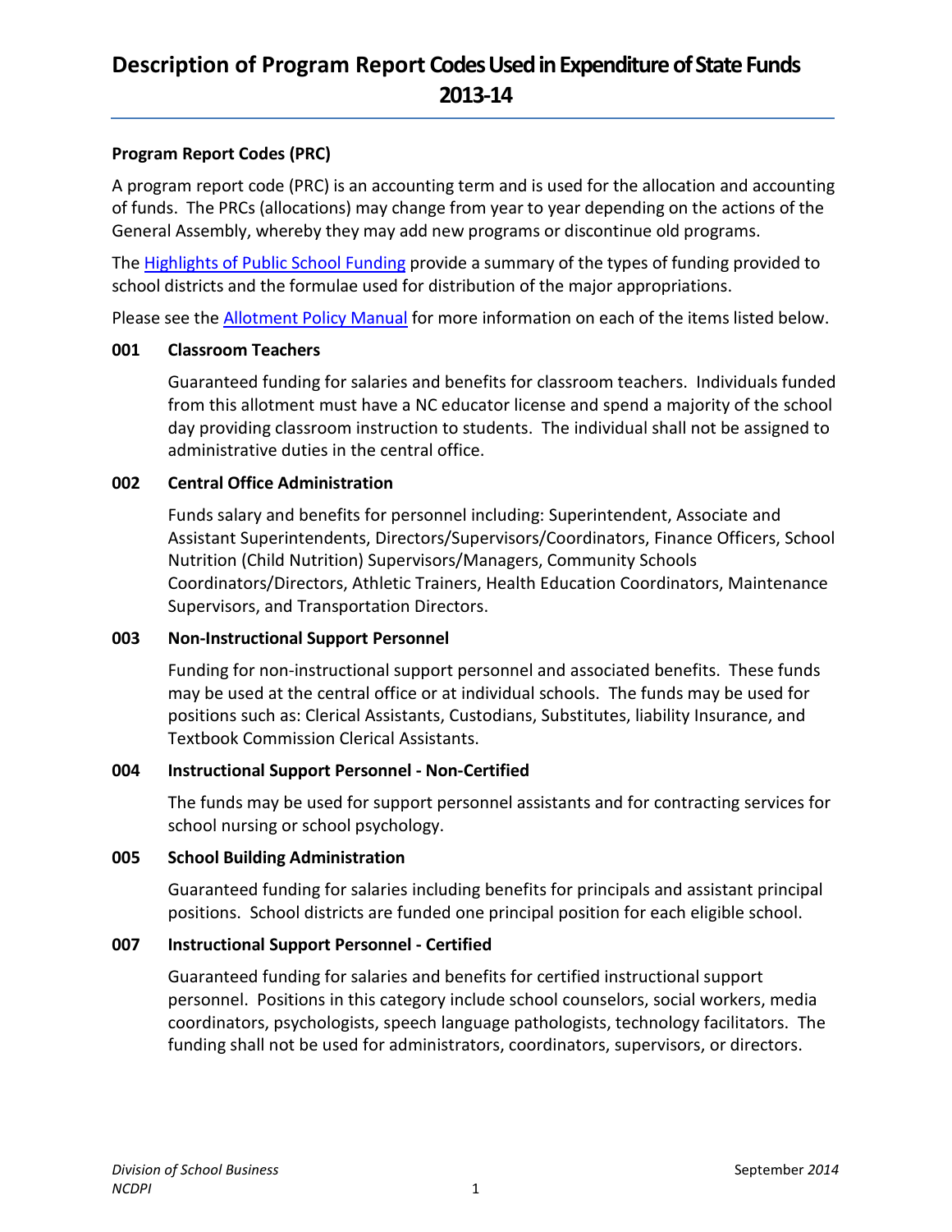# Description of Program Report Codes Used in Expenditure of State Funds 2013-14

**Program Report Codes (PRC)**

A program report code (PRC) is an accounting term and is used for the allocation and accounting of funds. The PRCs (allocations) may change from year to year depending on the actions of the General Assembly, whereby they may add new programs or discontinue old programs.

The Highlights of Public School Funding provide a summary of the types of funding provided to school districts and the formulae used for distribution of the major appropriations.

Please see the Allotment Policy Manual for more information on each of the items listed below.

**001 Classroom Teachers**

Guaranteed funding for salaries and benefits for classroom teachers. Individuals funded from this allotment must have a NC educator license and spend a majority of the school day providing classroom instruction to students. The individual shall not be assigned to administrative duties in the central office.

**002 Central Office Administration**

Funds salary and benefits for personnel including: Superintendent, Associate and Assistant Superintendents, Directors/Supervisors/Coordinators, Finance Officers, School Nutrition (Child Nutrition) Supervisors/Managers, Community Schools Coordinators/Directors, Athletic Trainers, Health Education Coordinators, Maintenance Supervisors, and Transportation Directors.

**003 Non-Instructional Support Personnel**

Funding for non-instructional support personnel and associated benefits. These funds may be used at the central office or at individual schools. The funds may be used for positions such as: Clerical Assistants, Custodians, Substitutes, liability Insurance, and Textbook Commission Clerical Assistants.

**004 Instructional Support Personnel - Non-Certified**

The funds may be used for support personnel assistants and for contracting services for school nursing or school psychology.

**005 School Building Administration**

Guaranteed funding for salaries including benefits for principals and assistant principal positions. School districts are funded one principal position for each eligible school.

**007 Instructional Support Personnel - Certified**

Guaranteed funding for salaries and benefits for certified instructional support personnel. Positions in this category include school counselors, social workers, media coordinators, psychologists, speech language pathologists, technology facilitators. The funding shall not be used for administrators, coordinators, supervisors, or directors.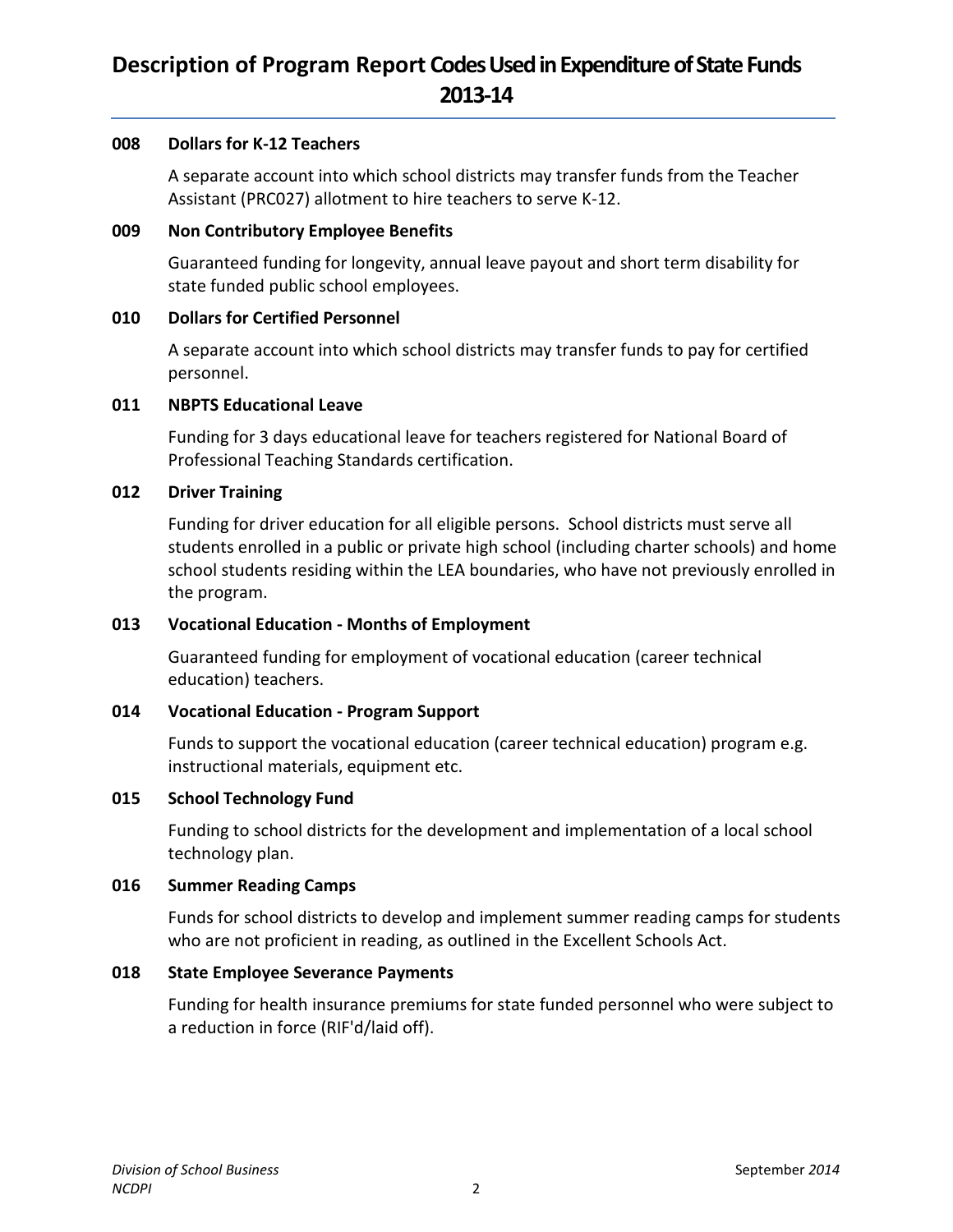# Description of Program Report Codes Used in Expenditure of State Funds 2013-14

**008 Dollars for K-12 Teachers**

A separate account into which school districts may transfer funds from the Teacher Assistant (PRC027) allotment to hire teachers to serve K-12.

**009 Non Contributory Employee Benefits**

Guaranteed funding for longevity, annual leave payout and short term disability for state funded public school employees.

**010 Dollars for Certified Personnel**

A separate account into which school districts may transfer funds to pay for certified personnel.

**011 NBPTS Educational Leave**

Funding for 3 days educational leave for teachers registered for National Board of Professional Teaching Standards certification.

**012 Driver Training**

Funding for driver education for all eligible persons. School districts must serve all students enrolled in a public or private high school (including charter schools) and home school students residing within the LEA boundaries, who have not previously enrolled in the program.

**013 Vocational Education - Months of Employment**

Guaranteed funding for employment of vocational education (career technical education) teachers.

**014 Vocational Education - Program Support**

Funds to support the vocational education (career technical education) program e.g. instructional materials, equipment etc.

**015 School Technology Fund**

Funding to school districts for the development and implementation of a local school technology plan.

**016 Summer Reading Camps**

Funds for school districts to develop and implement summer reading camps for students who are not proficient in reading, as outlined in the Excellent Schools Act.

**018 State Employee Severance Payments**

Funding for health insurance premiums for state funded personnel who were subject to a reduction in force (RIF'd/laid off).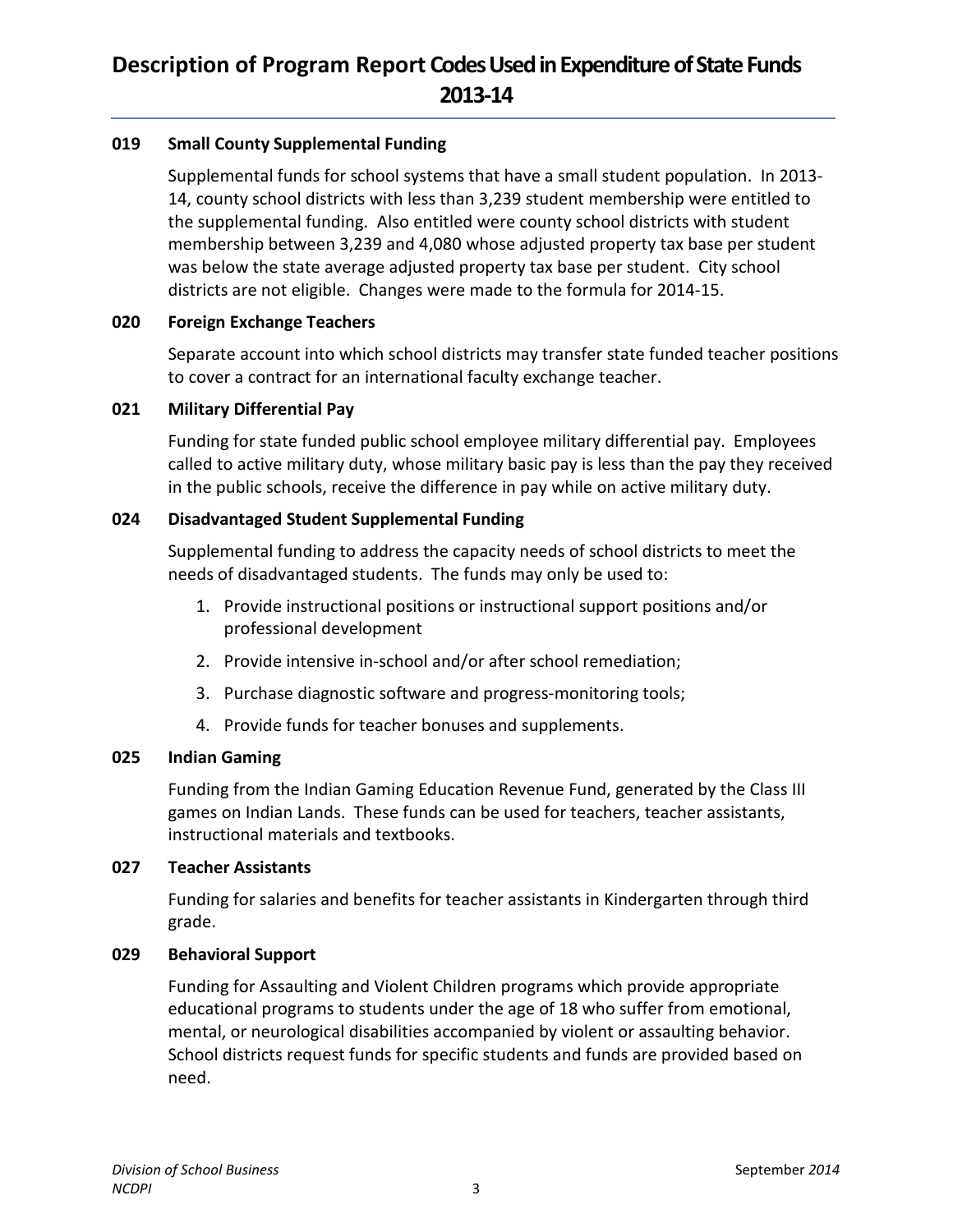# Description of Program Report Codes Used in Expenditure of State Funds 2013-14

### 019 Small County Supplemental Funding

Supplemental funds for school systems that have a small student population. In 2013-14, county school districts with less than 3,239 student membership were entitled to the supplemental funding. Also entitled were county school districts with student membership between 3,239 and 4,080 whose adjusted property tax base per student was below the state average adjusted property tax base per student. City school districts are not eligible. Changes were made to the formula for 2014-15.

### 020 Foreign Exchange Teachers

Separate account into which school districts may transfer state funded teacher positions to cover a contract for an international faculty exchange teacher.

### 021 Military Differential Pay

Funding for state funded public school employee military differential pay. Employees called to active military duty, whose military basic pay is less than the pay they received in the public schools, receive the difference in pay while on active military duty.

### 024 Disadvantaged Student Supplemental Funding

Supplemental funding to address the capacity needs of school districts to meet the needs of disadvantaged students. The funds may only be used to:

1. Provide instructional positions or instructional support positions and/or professional development
2. Provide intensive in-school and/or after school remediation;
3. Purchase diagnostic software and progress-monitoring tools;
4. Provide funds for teacher bonuses and supplements.

### 025 Indian Gaming

Funding from the Indian Gaming Education Revenue Fund, generated by the Class III games on Indian Lands. These funds can be used for teachers, teacher assistants, instructional materials and textbooks.

### 027 Teacher Assistants

Funding for salaries and benefits for teacher assistants in Kindergarten through third grade.

### 029 Behavioral Support

Funding for Assaulting and Violent Children programs which provide appropriate educational programs to students under the age of 18 who suffer from emotional, mental, or neurological disabilities accompanied by violent or assaulting behavior. School districts request funds for specific students and funds are provided based on need.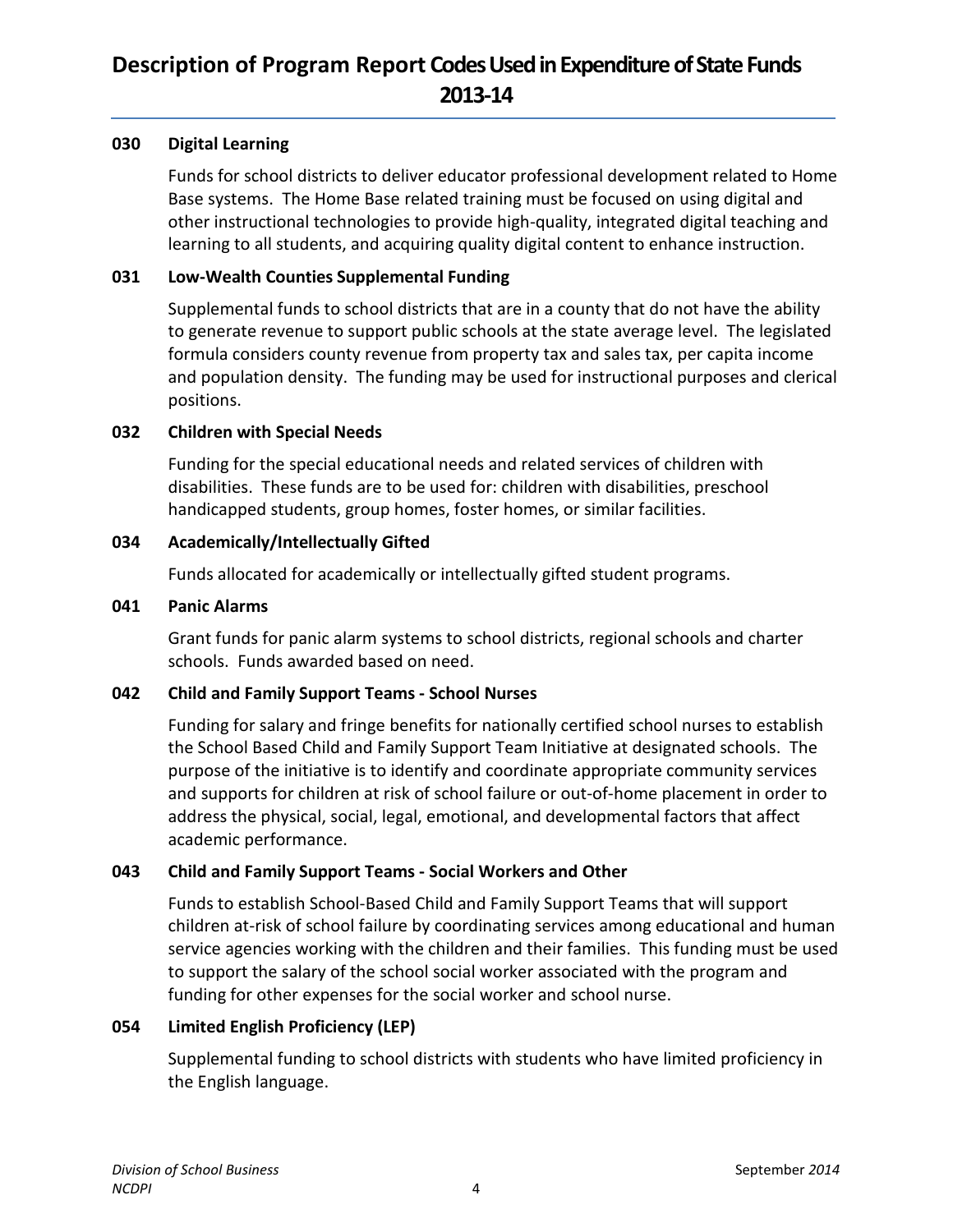# Description of Program Report Codes Used in Expenditure of State Funds 2013-14

**030 Digital Learning**

Funds for school districts to deliver educator professional development related to Home Base systems. The Home Base related training must be focused on using digital and other instructional technologies to provide high-quality, integrated digital teaching and learning to all students, and acquiring quality digital content to enhance instruction.

**031 Low-Wealth Counties Supplemental Funding**

Supplemental funds to school districts that are in a county that do not have the ability to generate revenue to support public schools at the state average level. The legislated formula considers county revenue from property tax and sales tax, per capita income and population density. The funding may be used for instructional purposes and clerical positions.

**032 Children with Special Needs**

Funding for the special educational needs and related services of children with disabilities. These funds are to be used for: children with disabilities, preschool handicapped students, group homes, foster homes, or similar facilities.

**034 Academically/Intellectually Gifted**

Funds allocated for academically or intellectually gifted student programs.

**041 Panic Alarms**

Grant funds for panic alarm systems to school districts, regional schools and charter schools. Funds awarded based on need.

**042 Child and Family Support Teams - School Nurses**

Funding for salary and fringe benefits for nationally certified school nurses to establish the School Based Child and Family Support Team Initiative at designated schools. The purpose of the initiative is to identify and coordinate appropriate community services and supports for children at risk of school failure or out-of-home placement in order to address the physical, social, legal, emotional, and developmental factors that affect academic performance.

**043 Child and Family Support Teams - Social Workers and Other**

Funds to establish School-Based Child and Family Support Teams that will support children at-risk of school failure by coordinating services among educational and human service agencies working with the children and their families. This funding must be used to support the salary of the school social worker associated with the program and funding for other expenses for the social worker and school nurse.

**054 Limited English Proficiency (LEP)**

Supplemental funding to school districts with students who have limited proficiency in the English language.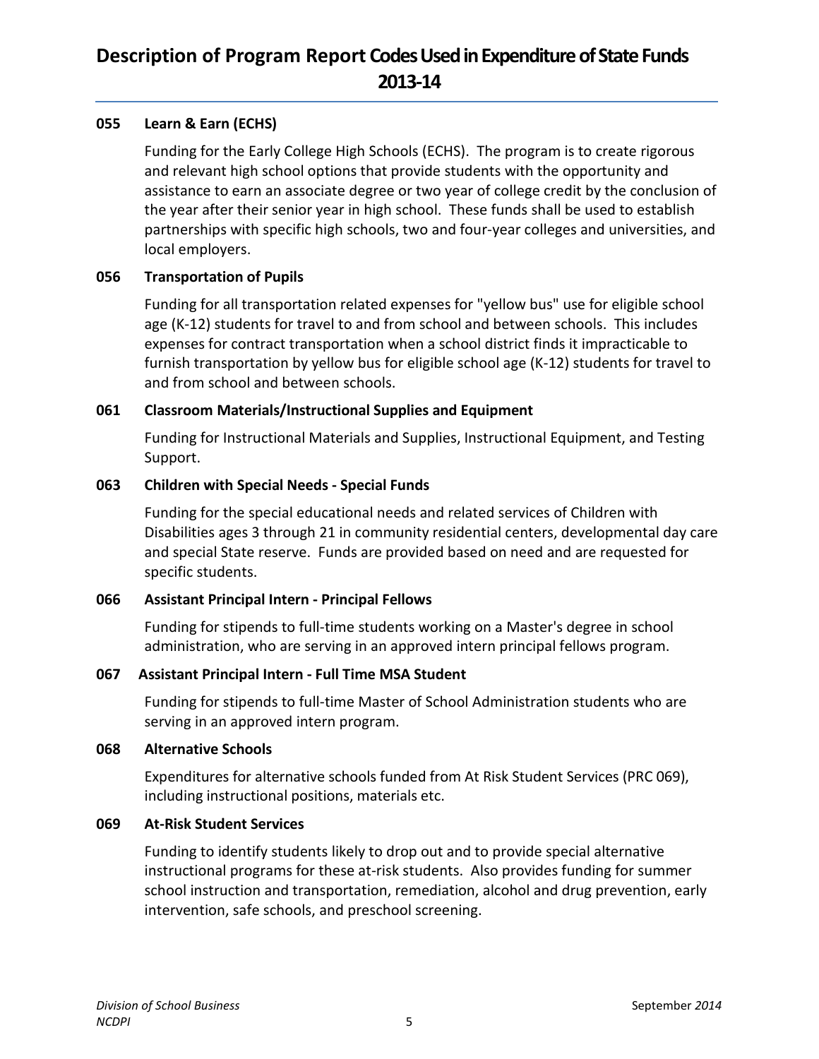# Description of Program Report Codes Used in Expenditure of State Funds 2013-14

**055 Learn & Earn (ECHS)**

Funding for the Early College High Schools (ECHS). The program is to create rigorous and relevant high school options that provide students with the opportunity and assistance to earn an associate degree or two year of college credit by the conclusion of the year after their senior year in high school. These funds shall be used to establish partnerships with specific high schools, two and four-year colleges and universities, and local employers.

**056 Transportation of Pupils**

Funding for all transportation related expenses for "yellow bus" use for eligible school age (K-12) students for travel to and from school and between schools. This includes expenses for contract transportation when a school district finds it impracticable to furnish transportation by yellow bus for eligible school age (K-12) students for travel to and from school and between schools.

**061 Classroom Materials/Instructional Supplies and Equipment**

Funding for Instructional Materials and Supplies, Instructional Equipment, and Testing Support.

**063 Children with Special Needs - Special Funds**

Funding for the special educational needs and related services of Children with Disabilities ages 3 through 21 in community residential centers, developmental day care and special State reserve. Funds are provided based on need and are requested for specific students.

**066 Assistant Principal Intern - Principal Fellows**

Funding for stipends to full-time students working on a Master's degree in school administration, who are serving in an approved intern principal fellows program.

**067 Assistant Principal Intern - Full Time MSA Student**

Funding for stipends to full-time Master of School Administration students who are serving in an approved intern program.

**068 Alternative Schools**

Expenditures for alternative schools funded from At Risk Student Services (PRC 069), including instructional positions, materials etc.

**069 At-Risk Student Services**

Funding to identify students likely to drop out and to provide special alternative instructional programs for these at-risk students. Also provides funding for summer school instruction and transportation, remediation, alcohol and drug prevention, early intervention, safe schools, and preschool screening.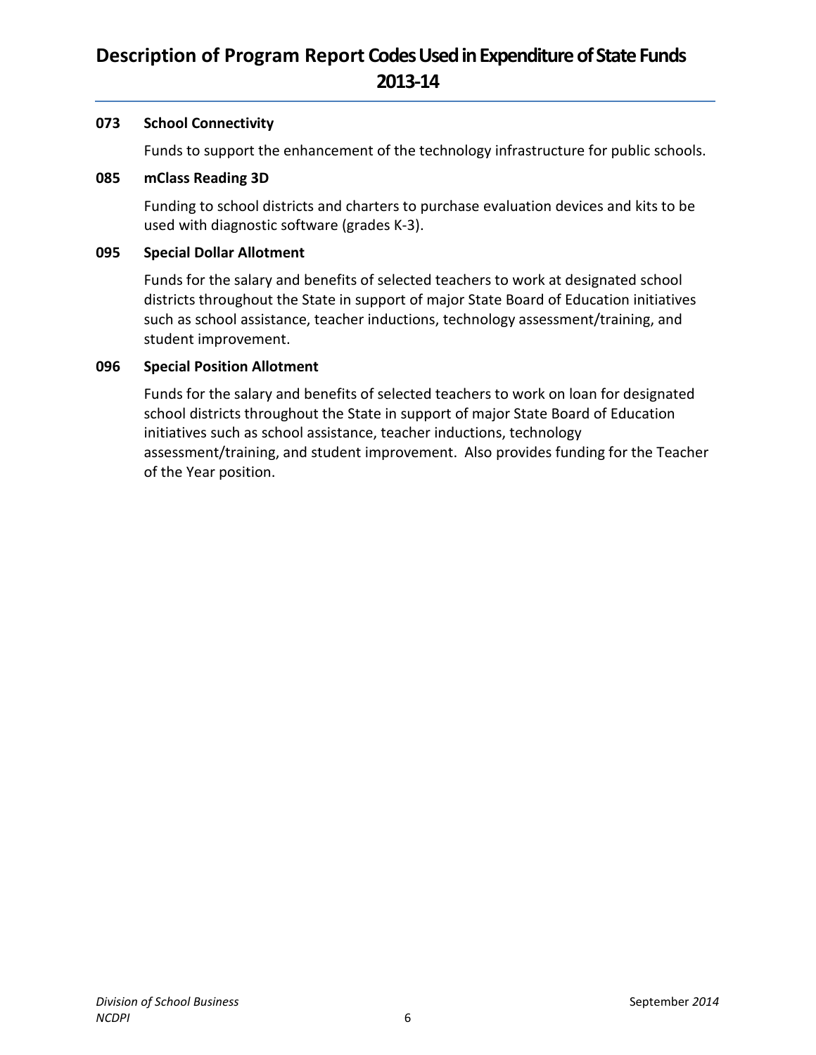**073 School Connectivity**

Funds to support the enhancement of the technology infrastructure for public schools.

**085 mClass Reading 3D**

Funding to school districts and charters to purchase evaluation devices and kits to be used with diagnostic software (grades K-3).

**095 Special Dollar Allotment**

Funds for the salary and benefits of selected teachers to work at designated school districts throughout the State in support of major State Board of Education initiatives such as school assistance, teacher inductions, technology assessment/training, and student improvement.

**096 Special Position Allotment**

Funds for the salary and benefits of selected teachers to work on loan for designated school districts throughout the State in support of major State Board of Education initiatives such as school assistance, teacher inductions, technology assessment/training, and student improvement. Also provides funding for the Teacher of the Year position.